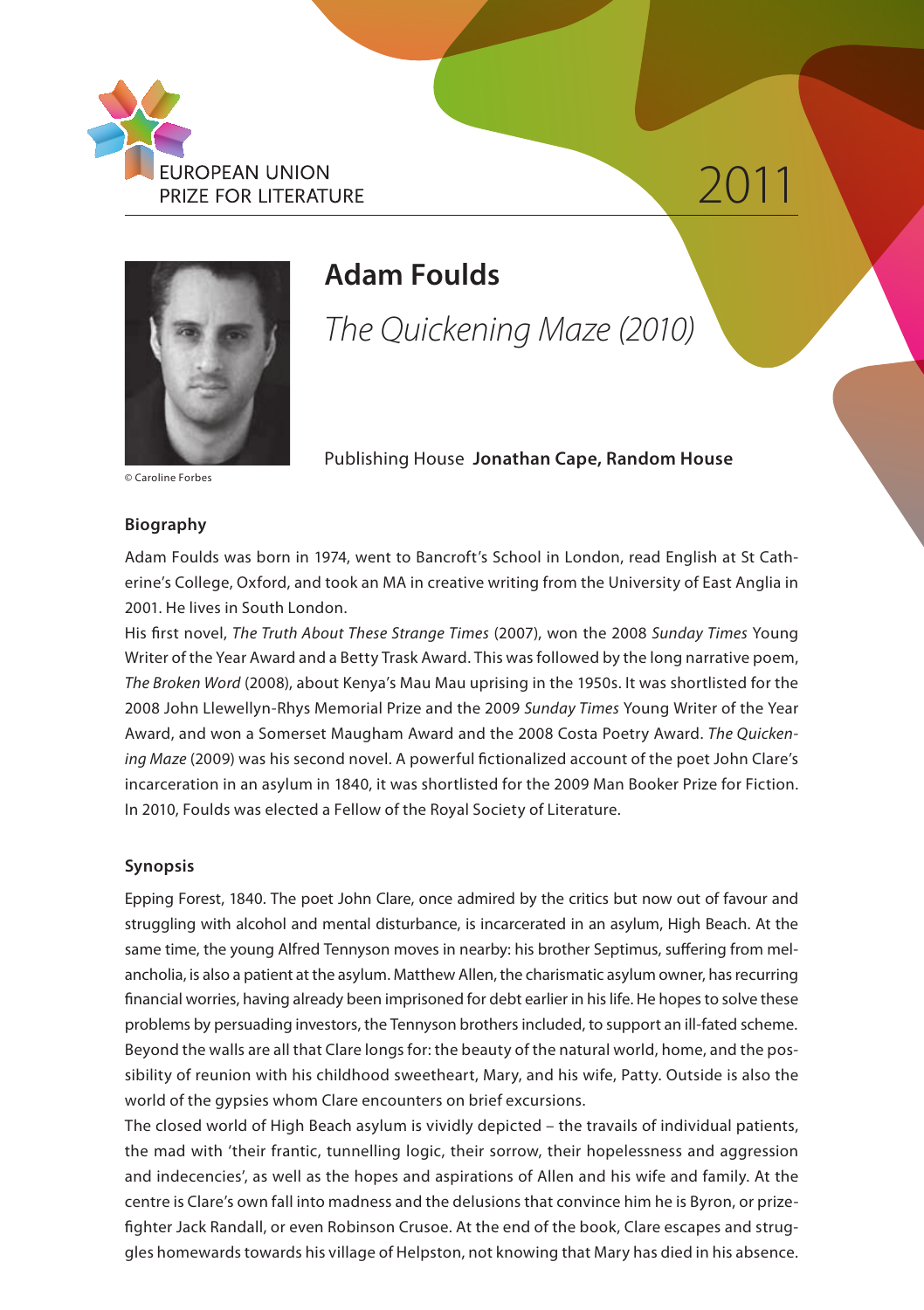EUROPEAN UNION
PRIZE FOR LITERATURE

2011

# Adam Foulds

*The Quickening Maze (2010)*

© Caroline Forbes

Publishing House **Jonathan Cape, Random House**

## Biography

Adam Foulds was born in 1974, went to Bancroft's School in London, read English at St Catherine's College, Oxford, and took an MA in creative writing from the University of East Anglia in 2001. He lives in South London.

His first novel, *The Truth About These Strange Times* (2007), won the 2008 *Sunday Times* Young Writer of the Year Award and a Betty Trask Award. This was followed by the long narrative poem, *The Broken Word* (2008), about Kenya's Mau Mau uprising in the 1950s. It was shortlisted for the 2008 John Llewellyn-Rhys Memorial Prize and the 2009 *Sunday Times* Young Writer of the Year Award, and won a Somerset Maugham Award and the 2008 Costa Poetry Award. *The Quickening Maze* (2009) was his second novel. A powerful fictionalized account of the poet John Clare's incarceration in an asylum in 1840, it was shortlisted for the 2009 Man Booker Prize for Fiction. In 2010, Foulds was elected a Fellow of the Royal Society of Literature.

## Synopsis

Epping Forest, 1840. The poet John Clare, once admired by the critics but now out of favour and struggling with alcohol and mental disturbance, is incarcerated in an asylum, High Beach. At the same time, the young Alfred Tennyson moves in nearby: his brother Septimus, suffering from melancholia, is also a patient at the asylum. Matthew Allen, the charismatic asylum owner, has recurring financial worries, having already been imprisoned for debt earlier in his life. He hopes to solve these problems by persuading investors, the Tennyson brothers included, to support an ill-fated scheme. Beyond the walls are all that Clare longs for: the beauty of the natural world, home, and the possibility of reunion with his childhood sweetheart, Mary, and his wife, Patty. Outside is also the world of the gypsies whom Clare encounters on brief excursions.

The closed world of High Beach asylum is vividly depicted – the travails of individual patients, the mad with 'their frantic, tunnelling logic, their sorrow, their hopelessness and aggression and indecencies', as well as the hopes and aspirations of Allen and his wife and family. At the centre is Clare's own fall into madness and the delusions that convince him he is Byron, or prizefighter Jack Randall, or even Robinson Crusoe. At the end of the book, Clare escapes and struggles homewards towards his village of Helpston, not knowing that Mary has died in his absence.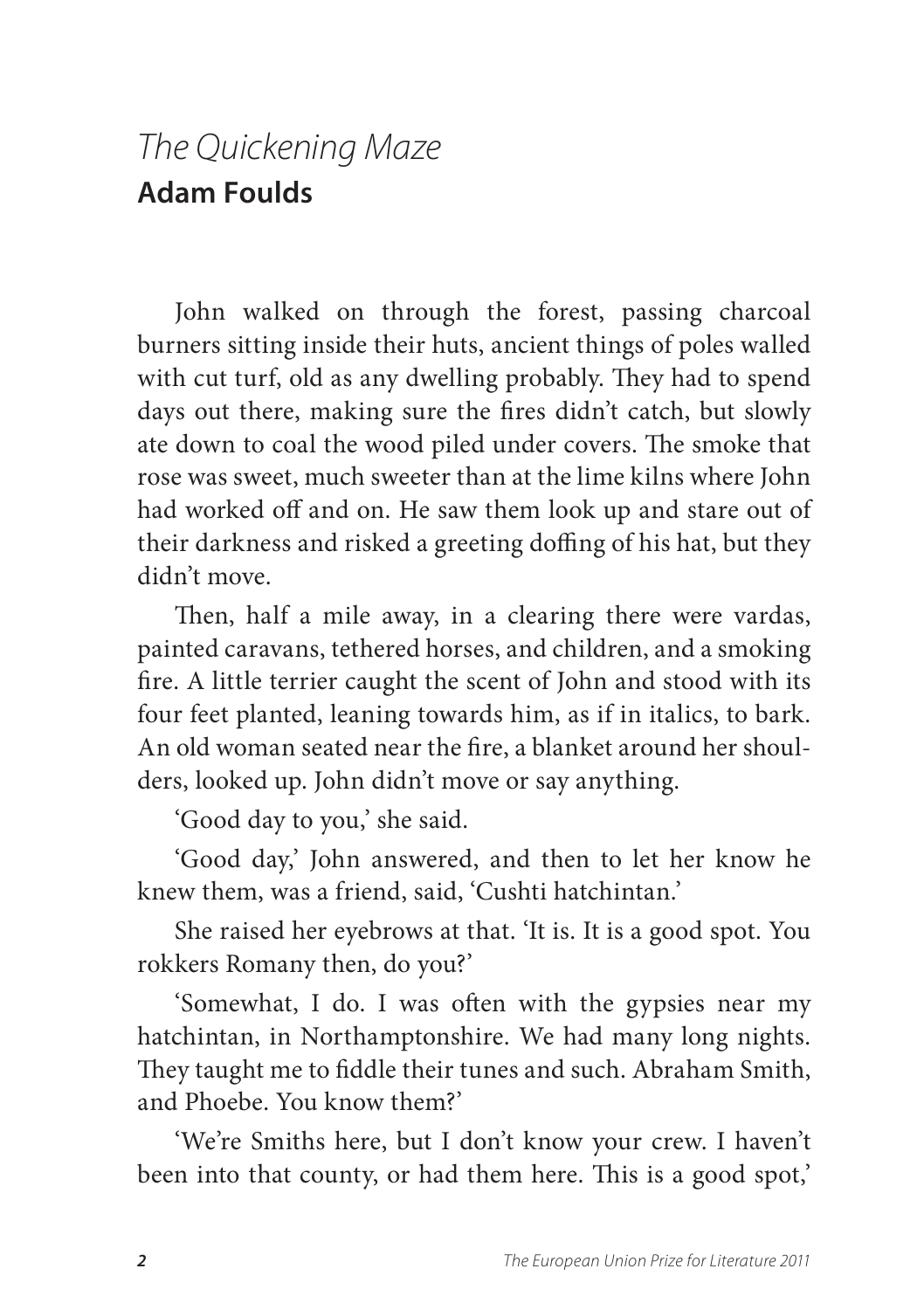# *The Quickening Maze*
## **Adam Foulds**

John walked on through the forest, passing charcoal burners sitting inside their huts, ancient things of poles walled with cut turf, old as any dwelling probably. They had to spend days out there, making sure the fires didn't catch, but slowly ate down to coal the wood piled under covers. The smoke that rose was sweet, much sweeter than at the lime kilns where John had worked off and on. He saw them look up and stare out of their darkness and risked a greeting doffing of his hat, but they didn't move.

Then, half a mile away, in a clearing there were vardas, painted caravans, tethered horses, and children, and a smoking fire. A little terrier caught the scent of John and stood with its four feet planted, leaning towards him, as if in italics, to bark. An old woman seated near the fire, a blanket around her shoulders, looked up. John didn't move or say anything.

'Good day to you,' she said.

'Good day,' John answered, and then to let her know he knew them, was a friend, said, 'Cushti hatchintan.'

She raised her eyebrows at that. 'It is. It is a good spot. You rokkers Romany then, do you?'

'Somewhat, I do. I was often with the gypsies near my hatchintan, in Northamptonshire. We had many long nights. They taught me to fiddle their tunes and such. Abraham Smith, and Phoebe. You know them?'

'We're Smiths here, but I don't know your crew. I haven't been into that county, or had them here. This is a good spot,'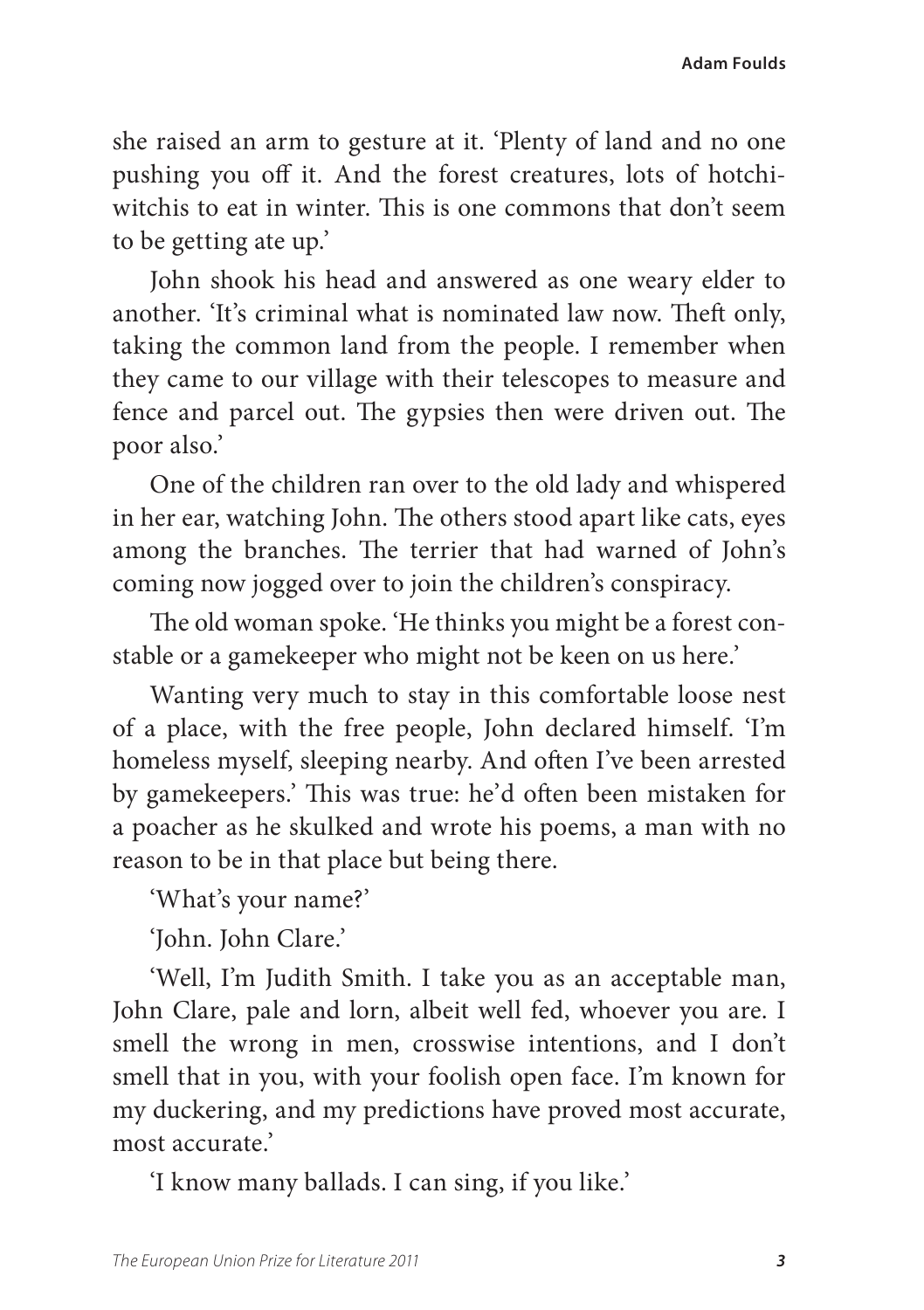she raised an arm to gesture at it. 'Plenty of land and no one pushing you off it. And the forest creatures, lots of hotchi-witchis to eat in winter. This is one commons that don't seem to be getting ate up.'

John shook his head and answered as one weary elder to another. 'It's criminal what is nominated law now. Theft only, taking the common land from the people. I remember when they came to our village with their telescopes to measure and fence and parcel out. The gypsies then were driven out. The poor also.'

One of the children ran over to the old lady and whispered in her ear, watching John. The others stood apart like cats, eyes among the branches. The terrier that had warned of John's coming now jogged over to join the children's conspiracy.

The old woman spoke. 'He thinks you might be a forest constable or a gamekeeper who might not be keen on us here.'

Wanting very much to stay in this comfortable loose nest of a place, with the free people, John declared himself. 'I'm homeless myself, sleeping nearby. And often I've been arrested by gamekeepers.' This was true: he'd often been mistaken for a poacher as he skulked and wrote his poems, a man with no reason to be in that place but being there.

'What's your name?'

'John. John Clare.'

'Well, I'm Judith Smith. I take you as an acceptable man, John Clare, pale and lorn, albeit well fed, whoever you are. I smell the wrong in men, crosswise intentions, and I don't smell that in you, with your foolish open face. I'm known for my duckering, and my predictions have proved most accurate, most accurate.'

'I know many ballads. I can sing, if you like.'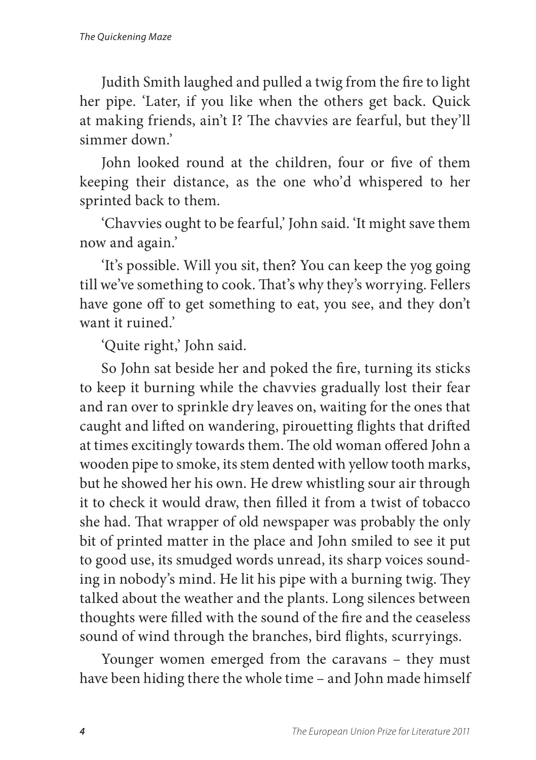Judith Smith laughed and pulled a twig from the fire to light her pipe. 'Later, if you like when the others get back. Quick at making friends, ain't I? The chavvies are fearful, but they'll simmer down.'

John looked round at the children, four or five of them keeping their distance, as the one who'd whispered to her sprinted back to them.

'Chavvies ought to be fearful,' John said. 'It might save them now and again.'

'It's possible. Will you sit, then? You can keep the yog going till we've something to cook. That's why they's worrying. Fellers have gone off to get something to eat, you see, and they don't want it ruined.'

'Quite right,' John said.

So John sat beside her and poked the fire, turning its sticks to keep it burning while the chavvies gradually lost their fear and ran over to sprinkle dry leaves on, waiting for the ones that caught and lifted on wandering, pirouetting flights that drifted at times excitingly towards them. The old woman offered John a wooden pipe to smoke, its stem dented with yellow tooth marks, but he showed her his own. He drew whistling sour air through it to check it would draw, then filled it from a twist of tobacco she had. That wrapper of old newspaper was probably the only bit of printed matter in the place and John smiled to see it put to good use, its smudged words unread, its sharp voices sounding in nobody's mind. He lit his pipe with a burning twig. They talked about the weather and the plants. Long silences between thoughts were filled with the sound of the fire and the ceaseless sound of wind through the branches, bird flights, scurryings.

Younger women emerged from the caravans – they must have been hiding there the whole time – and John made himself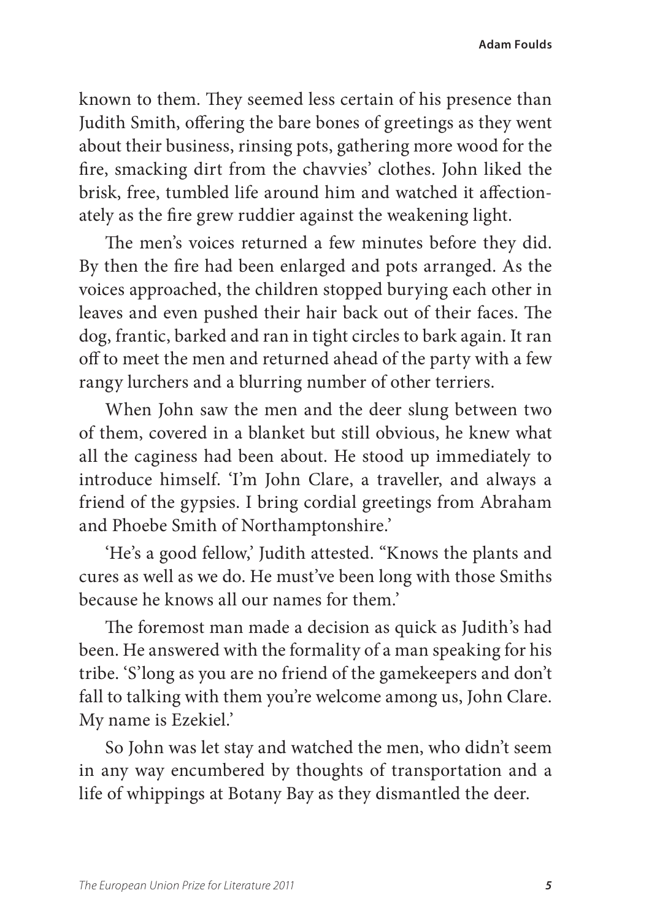known to them. They seemed less certain of his presence than Judith Smith, offering the bare bones of greetings as they went about their business, rinsing pots, gathering more wood for the fire, smacking dirt from the chavvies' clothes. John liked the brisk, free, tumbled life around him and watched it affectionately as the fire grew ruddier against the weakening light.

The men's voices returned a few minutes before they did. By then the fire had been enlarged and pots arranged. As the voices approached, the children stopped burying each other in leaves and even pushed their hair back out of their faces. The dog, frantic, barked and ran in tight circles to bark again. It ran off to meet the men and returned ahead of the party with a few rangy lurchers and a blurring number of other terriers.

When John saw the men and the deer slung between two of them, covered in a blanket but still obvious, he knew what all the caginess had been about. He stood up immediately to introduce himself. 'I'm John Clare, a traveller, and always a friend of the gypsies. I bring cordial greetings from Abraham and Phoebe Smith of Northamptonshire.'

'He's a good fellow,' Judith attested. "Knows the plants and cures as well as we do. He must've been long with those Smiths because he knows all our names for them.'

The foremost man made a decision as quick as Judith's had been. He answered with the formality of a man speaking for his tribe. 'S'long as you are no friend of the gamekeepers and don't fall to talking with them you're welcome among us, John Clare. My name is Ezekiel.'

So John was let stay and watched the men, who didn't seem in any way encumbered by thoughts of transportation and a life of whippings at Botany Bay as they dismantled the deer.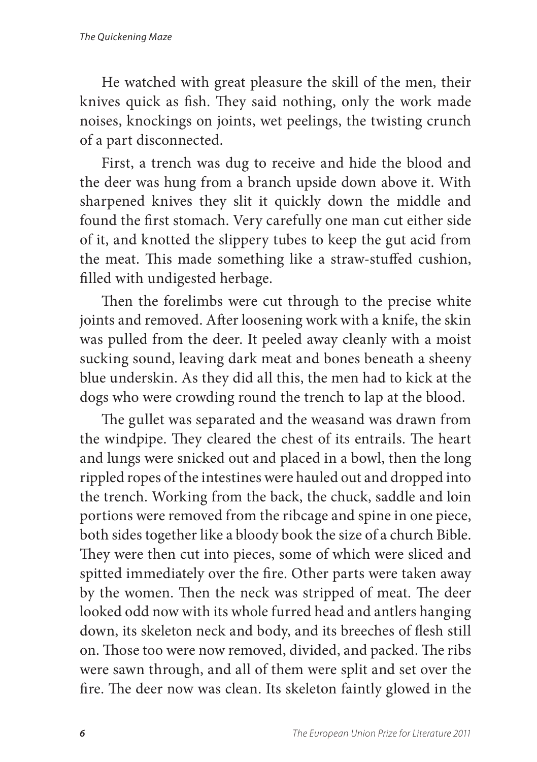He watched with great pleasure the skill of the men, their knives quick as fish. They said nothing, only the work made noises, knockings on joints, wet peelings, the twisting crunch of a part disconnected.

First, a trench was dug to receive and hide the blood and the deer was hung from a branch upside down above it. With sharpened knives they slit it quickly down the middle and found the first stomach. Very carefully one man cut either side of it, and knotted the slippery tubes to keep the gut acid from the meat. This made something like a straw-stuffed cushion, filled with undigested herbage.

Then the forelimbs were cut through to the precise white joints and removed. After loosening work with a knife, the skin was pulled from the deer. It peeled away cleanly with a moist sucking sound, leaving dark meat and bones beneath a sheeny blue underskin. As they did all this, the men had to kick at the dogs who were crowding round the trench to lap at the blood.

The gullet was separated and the weasand was drawn from the windpipe. They cleared the chest of its entrails. The heart and lungs were snicked out and placed in a bowl, then the long rippled ropes of the intestines were hauled out and dropped into the trench. Working from the back, the chuck, saddle and loin portions were removed from the ribcage and spine in one piece, both sides together like a bloody book the size of a church Bible. They were then cut into pieces, some of which were sliced and spitted immediately over the fire. Other parts were taken away by the women. Then the neck was stripped of meat. The deer looked odd now with its whole furred head and antlers hanging down, its skeleton neck and body, and its breeches of flesh still on. Those too were now removed, divided, and packed. The ribs were sawn through, and all of them were split and set over the fire. The deer now was clean. Its skeleton faintly glowed in the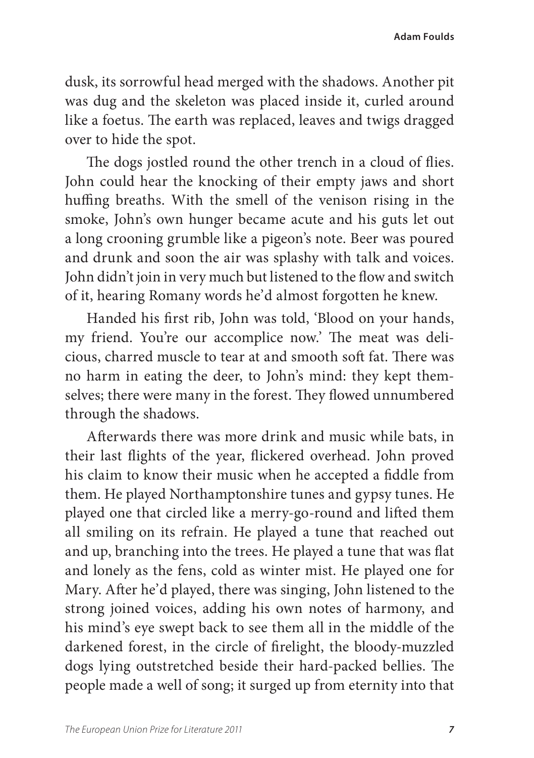dusk, its sorrowful head merged with the shadows. Another pit was dug and the skeleton was placed inside it, curled around like a foetus. The earth was replaced, leaves and twigs dragged over to hide the spot.

The dogs jostled round the other trench in a cloud of flies. John could hear the knocking of their empty jaws and short huffing breaths. With the smell of the venison rising in the smoke, John's own hunger became acute and his guts let out a long crooning grumble like a pigeon's note. Beer was poured and drunk and soon the air was splashy with talk and voices. John didn't join in very much but listened to the flow and switch of it, hearing Romany words he'd almost forgotten he knew.

Handed his first rib, John was told, 'Blood on your hands, my friend. You're our accomplice now.' The meat was delicious, charred muscle to tear at and smooth soft fat. There was no harm in eating the deer, to John's mind: they kept themselves; there were many in the forest. They flowed unnumbered through the shadows.

Afterwards there was more drink and music while bats, in their last flights of the year, flickered overhead. John proved his claim to know their music when he accepted a fiddle from them. He played Northamptonshire tunes and gypsy tunes. He played one that circled like a merry-go-round and lifted them all smiling on its refrain. He played a tune that reached out and up, branching into the trees. He played a tune that was flat and lonely as the fens, cold as winter mist. He played one for Mary. After he'd played, there was singing, John listened to the strong joined voices, adding his own notes of harmony, and his mind's eye swept back to see them all in the middle of the darkened forest, in the circle of firelight, the bloody-muzzled dogs lying outstretched beside their hard-packed bellies. The people made a well of song; it surged up from eternity into that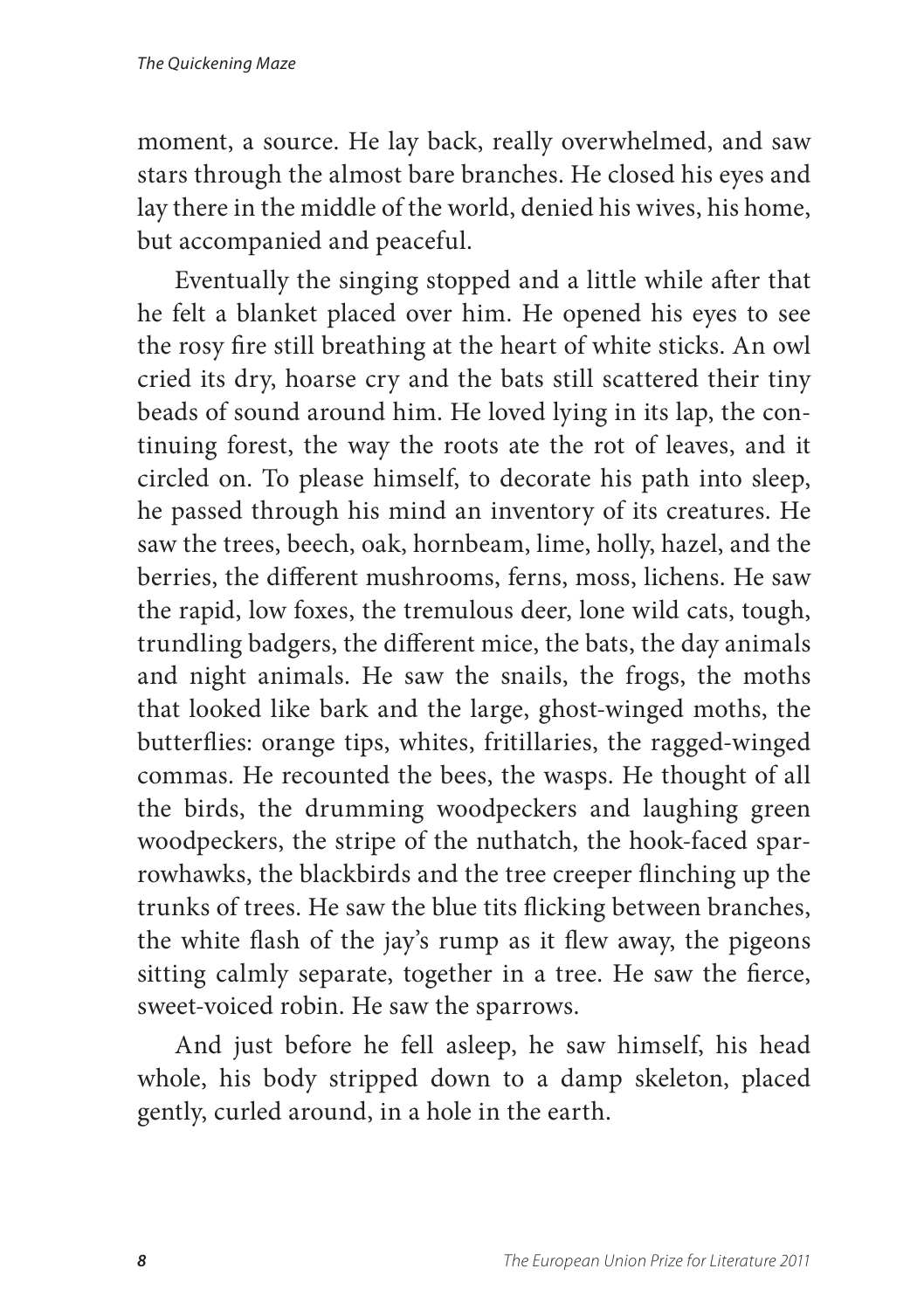moment, a source. He lay back, really overwhelmed, and saw stars through the almost bare branches. He closed his eyes and lay there in the middle of the world, denied his wives, his home, but accompanied and peaceful.

Eventually the singing stopped and a little while after that he felt a blanket placed over him. He opened his eyes to see the rosy fire still breathing at the heart of white sticks. An owl cried its dry, hoarse cry and the bats still scattered their tiny beads of sound around him. He loved lying in its lap, the continuing forest, the way the roots ate the rot of leaves, and it circled on. To please himself, to decorate his path into sleep, he passed through his mind an inventory of its creatures. He saw the trees, beech, oak, hornbeam, lime, holly, hazel, and the berries, the different mushrooms, ferns, moss, lichens. He saw the rapid, low foxes, the tremulous deer, lone wild cats, tough, trundling badgers, the different mice, the bats, the day animals and night animals. He saw the snails, the frogs, the moths that looked like bark and the large, ghost-winged moths, the butterflies: orange tips, whites, fritillaries, the ragged-winged commas. He recounted the bees, the wasps. He thought of all the birds, the drumming woodpeckers and laughing green woodpeckers, the stripe of the nuthatch, the hook-faced sparrowhawks, the blackbirds and the tree creeper flinching up the trunks of trees. He saw the blue tits flicking between branches, the white flash of the jay's rump as it flew away, the pigeons sitting calmly separate, together in a tree. He saw the fierce, sweet-voiced robin. He saw the sparrows.

And just before he fell asleep, he saw himself, his head whole, his body stripped down to a damp skeleton, placed gently, curled around, in a hole in the earth.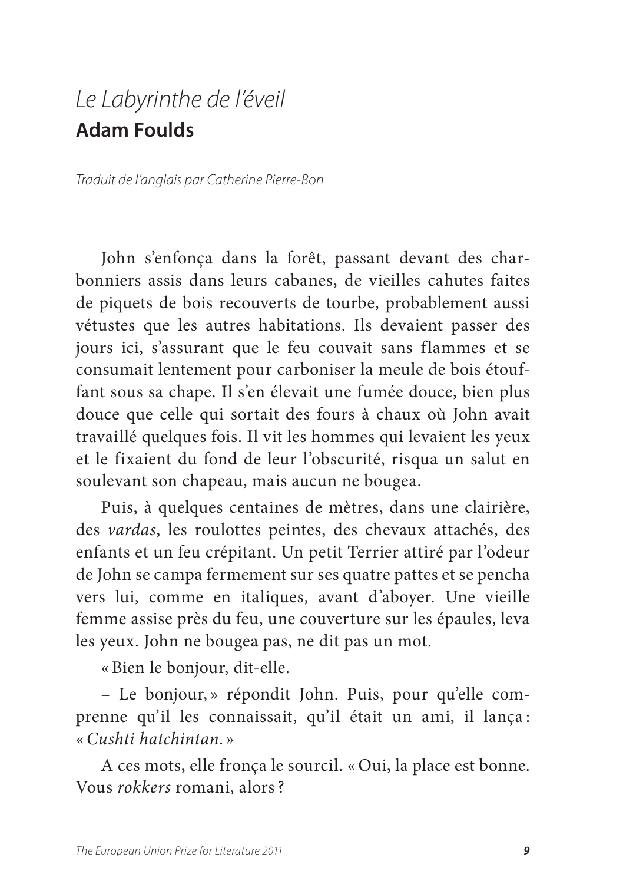# *Le Labyrinthe de l'éveil*

## Adam Foulds

*Traduit de l'anglais par Catherine Pierre-Bon*

John s'enfonça dans la forêt, passant devant des charbonniers assis dans leurs cabanes, de vieilles cahutes faites de piquets de bois recouverts de tourbe, probablement aussi vétustes que les autres habitations. Ils devaient passer des jours ici, s'assurant que le feu couvait sans flammes et se consumait lentement pour carboniser la meule de bois étouffant sous sa chape. Il s'en élevait une fumée douce, bien plus douce que celle qui sortait des fours à chaux où John avait travaillé quelques fois. Il vit les hommes qui levaient les yeux et le fixaient du fond de leur l'obscurité, risqua un salut en soulevant son chapeau, mais aucun ne bougea.

Puis, à quelques centaines de mètres, dans une clairière, des *vardas*, les roulottes peintes, des chevaux attachés, des enfants et un feu crépitant. Un petit Terrier attiré par l'odeur de John se campa fermement sur ses quatre pattes et se pencha vers lui, comme en italiques, avant d'aboyer. Une vieille femme assise près du feu, une couverture sur les épaules, leva les yeux. John ne bougea pas, ne dit pas un mot.

« Bien le bonjour, dit-elle.

– Le bonjour, » répondit John. Puis, pour qu'elle comprenne qu'il les connaissait, qu'il était un ami, il lança : « *Cushti hatchintan.* »

A ces mots, elle fronça le sourcil. « Oui, la place est bonne. Vous *rokkers* romani, alors ?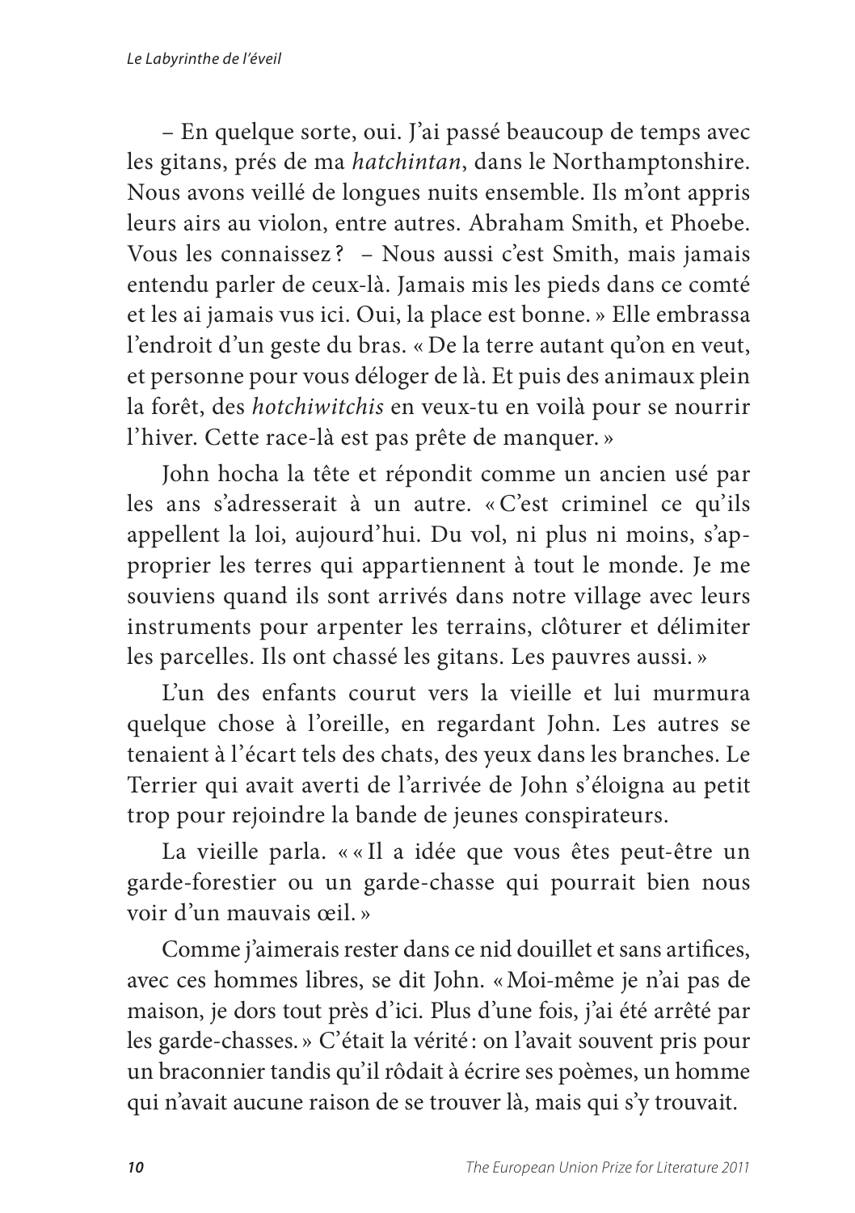– En quelque sorte, oui. J'ai passé beaucoup de temps avec les gitans, prés de ma *hatchintan*, dans le Northamptonshire. Nous avons veillé de longues nuits ensemble. Ils m'ont appris leurs airs au violon, entre autres. Abraham Smith, et Phoebe. Vous les connaissez ? – Nous aussi c'est Smith, mais jamais entendu parler de ceux-là. Jamais mis les pieds dans ce comté et les ai jamais vus ici. Oui, la place est bonne. » Elle embrassa l'endroit d'un geste du bras. « De la terre autant qu'on en veut, et personne pour vous déloger de là. Et puis des animaux plein la forêt, des *hotchiwitchis* en veux-tu en voilà pour se nourrir l'hiver. Cette race-là est pas prête de manquer. »

John hocha la tête et répondit comme un ancien usé par les ans s'adresserait à un autre. « C'est criminel ce qu'ils appellent la loi, aujourd'hui. Du vol, ni plus ni moins, s'approprier les terres qui appartiennent à tout le monde. Je me souviens quand ils sont arrivés dans notre village avec leurs instruments pour arpenter les terrains, clôturer et délimiter les parcelles. Ils ont chassé les gitans. Les pauvres aussi. »

L'un des enfants courut vers la vieille et lui murmura quelque chose à l'oreille, en regardant John. Les autres se tenaient à l'écart tels des chats, des yeux dans les branches. Le Terrier qui avait averti de l'arrivée de John s'éloigna au petit trop pour rejoindre la bande de jeunes conspirateurs.

La vieille parla. « « Il a idée que vous êtes peut-être un garde-forestier ou un garde-chasse qui pourrait bien nous voir d'un mauvais œil. »

Comme j'aimerais rester dans ce nid douillet et sans artifices, avec ces hommes libres, se dit John. « Moi-même je n'ai pas de maison, je dors tout près d'ici. Plus d'une fois, j'ai été arrêté par les garde-chasses. » C'était la vérité : on l'avait souvent pris pour un braconnier tandis qu'il rôdait à écrire ses poèmes, un homme qui n'avait aucune raison de se trouver là, mais qui s'y trouvait.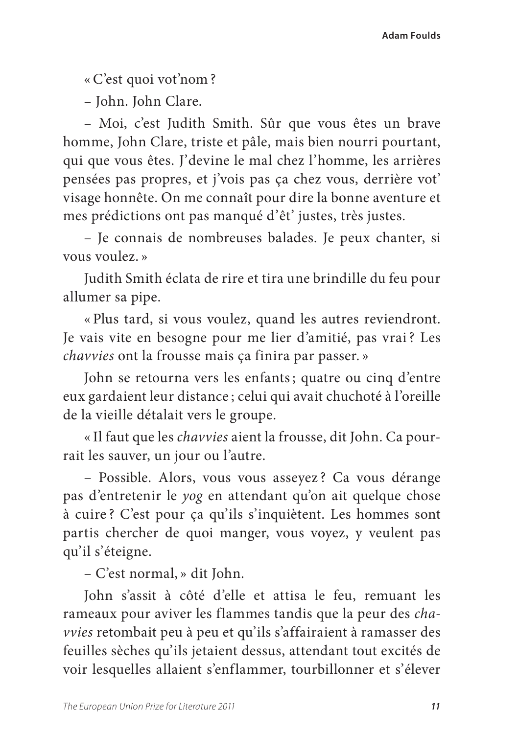« C'est quoi vot'nom ?

– John. John Clare.

– Moi, c'est Judith Smith. Sûr que vous êtes un brave homme, John Clare, triste et pâle, mais bien nourri pourtant, qui que vous êtes. J'devine le mal chez l'homme, les arrières pensées pas propres, et j'vois pas ça chez vous, derrière vot' visage honnête. On me connaît pour dire la bonne aventure et mes prédictions ont pas manqué d'êt' justes, très justes.

– Je connais de nombreuses balades. Je peux chanter, si vous voulez. »

Judith Smith éclata de rire et tira une brindille du feu pour allumer sa pipe.

« Plus tard, si vous voulez, quand les autres reviendront. Je vais vite en besogne pour me lier d'amitié, pas vrai ? Les *chavvies* ont la frousse mais ça finira par passer. »

John se retourna vers les enfants ; quatre ou cinq d'entre eux gardaient leur distance ; celui qui avait chuchoté à l'oreille de la vieille détalait vers le groupe.

« Il faut que les *chavvies* aient la frousse, dit John. Ca pourrait les sauver, un jour ou l'autre.

– Possible. Alors, vous vous asseyez ? Ca vous dérange pas d'entretenir le *yog* en attendant qu'on ait quelque chose à cuire ? C'est pour ça qu'ils s'inquiètent. Les hommes sont partis chercher de quoi manger, vous voyez, y veulent pas qu'il s'éteigne.

– C'est normal, » dit John.

John s'assit à côté d'elle et attisa le feu, remuant les rameaux pour aviver les flammes tandis que la peur des *chavvies* retombait peu à peu et qu'ils s'affairaient à ramasser des feuilles sèches qu'ils jetaient dessus, attendant tout excités de voir lesquelles allaient s'enflammer, tourbillonner et s'élever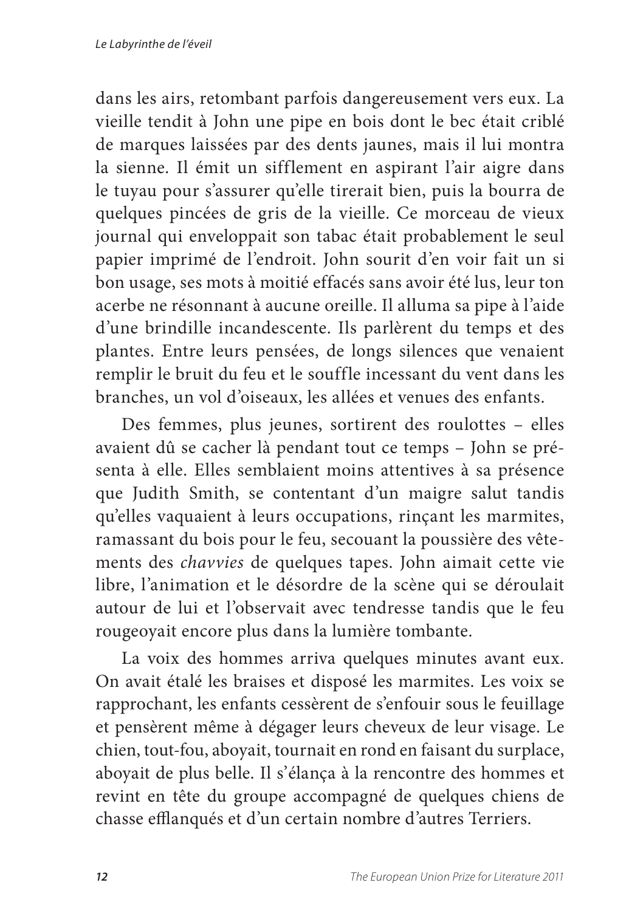dans les airs, retombant parfois dangereusement vers eux. La vieille tendit à John une pipe en bois dont le bec était criblé de marques laissées par des dents jaunes, mais il lui montra la sienne. Il émit un sifflement en aspirant l'air aigre dans le tuyau pour s'assurer qu'elle tirerait bien, puis la bourra de quelques pincées de gris de la vieille. Ce morceau de vieux journal qui enveloppait son tabac était probablement le seul papier imprimé de l'endroit. John sourit d'en voir fait un si bon usage, ses mots à moitié effacés sans avoir été lus, leur ton acerbe ne résonnant à aucune oreille. Il alluma sa pipe à l'aide d'une brindille incandescente. Ils parlèrent du temps et des plantes. Entre leurs pensées, de longs silences que venaient remplir le bruit du feu et le souffle incessant du vent dans les branches, un vol d'oiseaux, les allées et venues des enfants.

Des femmes, plus jeunes, sortirent des roulottes – elles avaient dû se cacher là pendant tout ce temps – John se présenta à elle. Elles semblaient moins attentives à sa présence que Judith Smith, se contentant d'un maigre salut tandis qu'elles vaquaient à leurs occupations, rinçant les marmites, ramassant du bois pour le feu, secouant la poussière des vêtements des *chavvies* de quelques tapes. John aimait cette vie libre, l'animation et le désordre de la scène qui se déroulait autour de lui et l'observait avec tendresse tandis que le feu rougeoyait encore plus dans la lumière tombante.

La voix des hommes arriva quelques minutes avant eux. On avait étalé les braises et disposé les marmites. Les voix se rapprochant, les enfants cessèrent de s'enfouir sous le feuillage et pensèrent même à dégager leurs cheveux de leur visage. Le chien, tout-fou, aboyait, tournait en rond en faisant du surplace, aboyait de plus belle. Il s'élança à la rencontre des hommes et revint en tête du groupe accompagné de quelques chiens de chasse efflanqués et d'un certain nombre d'autres Terriers.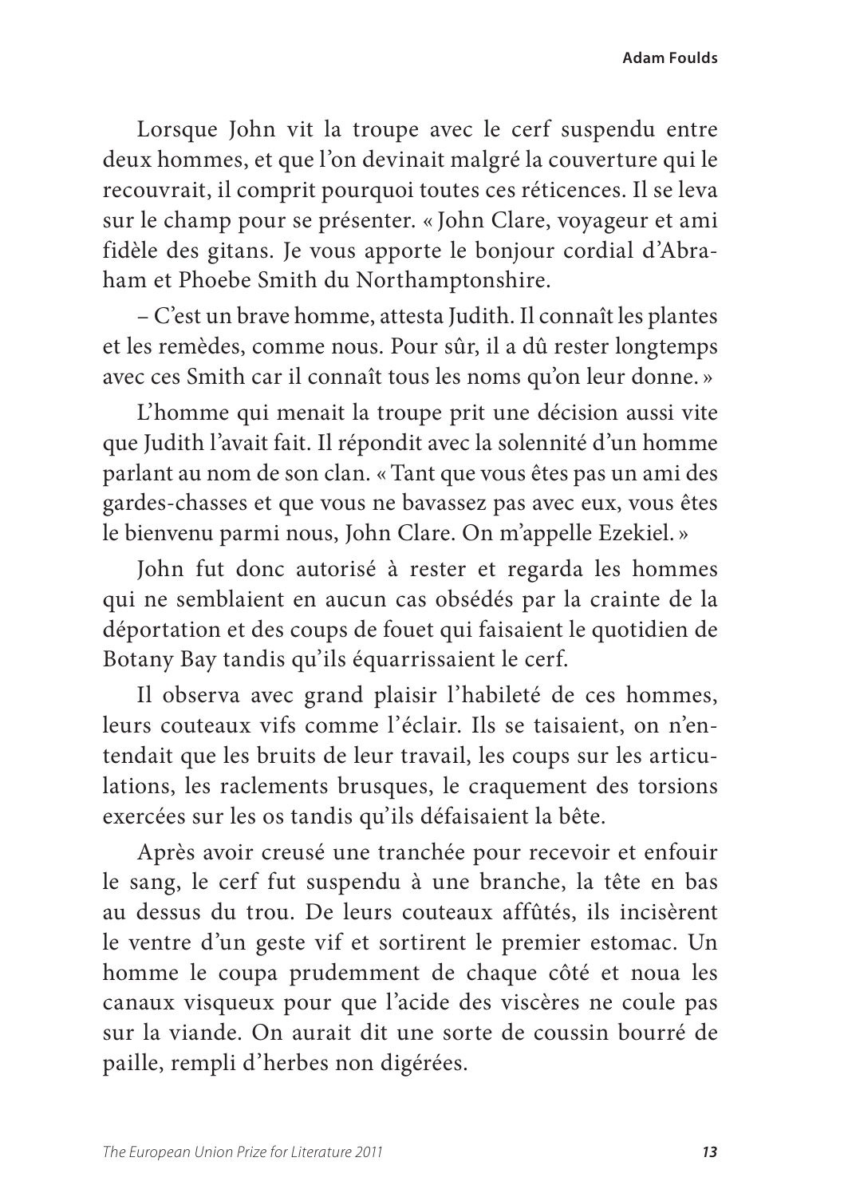Lorsque John vit la troupe avec le cerf suspendu entre deux hommes, et que l'on devinait malgré la couverture qui le recouvrait, il comprit pourquoi toutes ces réticences. Il se leva sur le champ pour se présenter. « John Clare, voyageur et ami fidèle des gitans. Je vous apporte le bonjour cordial d'Abraham et Phoebe Smith du Northamptonshire.

– C'est un brave homme, attesta Judith. Il connaît les plantes et les remèdes, comme nous. Pour sûr, il a dû rester longtemps avec ces Smith car il connaît tous les noms qu'on leur donne. »

L'homme qui menait la troupe prit une décision aussi vite que Judith l'avait fait. Il répondit avec la solennité d'un homme parlant au nom de son clan. « Tant que vous êtes pas un ami des gardes-chasses et que vous ne bavassez pas avec eux, vous êtes le bienvenu parmi nous, John Clare. On m'appelle Ezekiel. »

John fut donc autorisé à rester et regarda les hommes qui ne semblaient en aucun cas obsédés par la crainte de la déportation et des coups de fouet qui faisaient le quotidien de Botany Bay tandis qu'ils équarrissaient le cerf.

Il observa avec grand plaisir l'habileté de ces hommes, leurs couteaux vifs comme l'éclair. Ils se taisaient, on n'entendait que les bruits de leur travail, les coups sur les articulations, les raclements brusques, le craquement des torsions exercées sur les os tandis qu'ils défaisaient la bête.

Après avoir creusé une tranchée pour recevoir et enfouir le sang, le cerf fut suspendu à une branche, la tête en bas au dessus du trou. De leurs couteaux affûtés, ils incisèrent le ventre d'un geste vif et sortirent le premier estomac. Un homme le coupa prudemment de chaque côté et noua les canaux visqueux pour que l'acide des viscères ne coule pas sur la viande. On aurait dit une sorte de coussin bourré de paille, rempli d'herbes non digérées.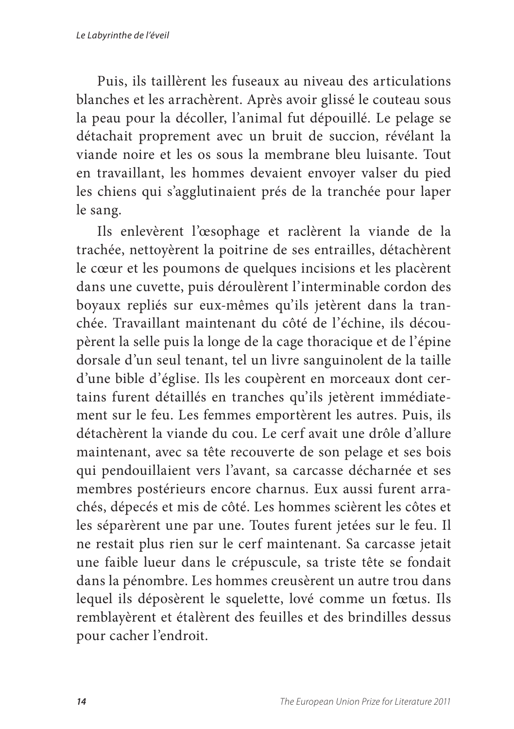Puis, ils taillèrent les fuseaux au niveau des articulations blanches et les arrachèrent. Après avoir glissé le couteau sous la peau pour la décoller, l'animal fut dépouillé. Le pelage se détachait proprement avec un bruit de succion, révélant la viande noire et les os sous la membrane bleu luisante. Tout en travaillant, les hommes devaient envoyer valser du pied les chiens qui s'agglutinaient prés de la tranchée pour laper le sang.

Ils enlevèrent l'œsophage et raclèrent la viande de la trachée, nettoyèrent la poitrine de ses entrailles, détachèrent le cœur et les poumons de quelques incisions et les placèrent dans une cuvette, puis déroulèrent l'interminable cordon des boyaux repliés sur eux-mêmes qu'ils jetèrent dans la tranchée. Travaillant maintenant du côté de l'échine, ils découpèrent la selle puis la longe de la cage thoracique et de l'épine dorsale d'un seul tenant, tel un livre sanguinolent de la taille d'une bible d'église. Ils les coupèrent en morceaux dont certains furent détaillés en tranches qu'ils jetèrent immédiatement sur le feu. Les femmes emportèrent les autres. Puis, ils détachèrent la viande du cou. Le cerf avait une drôle d'allure maintenant, avec sa tête recouverte de son pelage et ses bois qui pendouillaient vers l'avant, sa carcasse décharnée et ses membres postérieurs encore charnus. Eux aussi furent arrachés, dépecés et mis de côté. Les hommes scièrent les côtes et les séparèrent une par une. Toutes furent jetées sur le feu. Il ne restait plus rien sur le cerf maintenant. Sa carcasse jetait une faible lueur dans le crépuscule, sa triste tête se fondait dans la pénombre. Les hommes creusèrent un autre trou dans lequel ils déposèrent le squelette, lové comme un fœtus. Ils remblayèrent et étalèrent des feuilles et des brindilles dessus pour cacher l'endroit.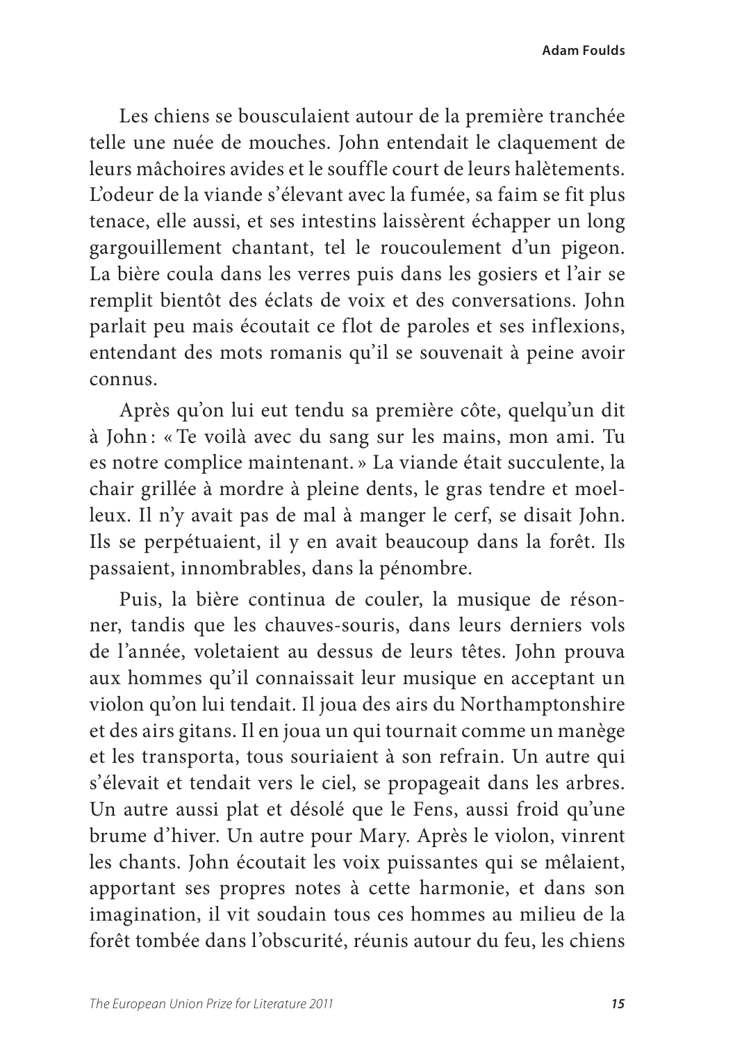Les chiens se bousculaient autour de la première tranchée telle une nuée de mouches. John entendait le claquement de leurs mâchoires avides et le souffle court de leurs halètements. L'odeur de la viande s'élevant avec la fumée, sa faim se fit plus tenace, elle aussi, et ses intestins laissèrent échapper un long gargouillement chantant, tel le roucoulement d'un pigeon. La bière coula dans les verres puis dans les gosiers et l'air se remplit bientôt des éclats de voix et des conversations. John parlait peu mais écoutait ce flot de paroles et ses inflexions, entendant des mots romanis qu'il se souvenait à peine avoir connus.

Après qu'on lui eut tendu sa première côte, quelqu'un dit à John : « Te voilà avec du sang sur les mains, mon ami. Tu es notre complice maintenant. » La viande était succulente, la chair grillée à mordre à pleine dents, le gras tendre et moelleux. Il n'y avait pas de mal à manger le cerf, se disait John. Ils se perpétuaient, il y en avait beaucoup dans la forêt. Ils passaient, innombrables, dans la pénombre.

Puis, la bière continua de couler, la musique de résonner, tandis que les chauves-souris, dans leurs derniers vols de l'année, voletaient au dessus de leurs têtes. John prouva aux hommes qu'il connaissait leur musique en acceptant un violon qu'on lui tendait. Il joua des airs du Northamptonshire et des airs gitans. Il en joua un qui tournait comme un manège et les transporta, tous souriaient à son refrain. Un autre qui s'élevait et tendait vers le ciel, se propageait dans les arbres. Un autre aussi plat et désolé que le Fens, aussi froid qu'une brume d'hiver. Un autre pour Mary. Après le violon, vinrent les chants. John écoutait les voix puissantes qui se mêlaient, apportant ses propres notes à cette harmonie, et dans son imagination, il vit soudain tous ces hommes au milieu de la forêt tombée dans l'obscurité, réunis autour du feu, les chiens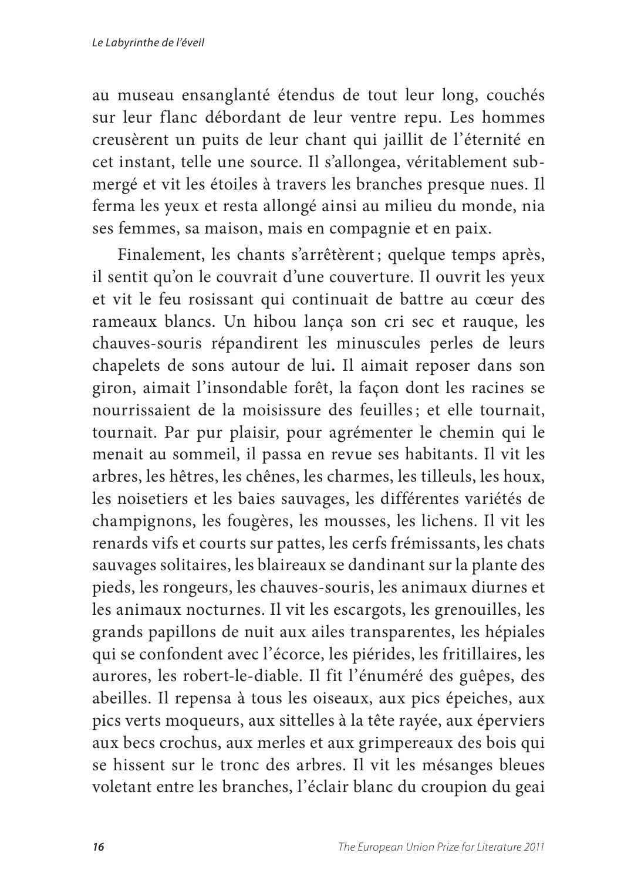au museau ensanglanté étendus de tout leur long, couchés sur leur flanc débordant de leur ventre repu. Les hommes creusèrent un puits de leur chant qui jaillit de l'éternité en cet instant, telle une source. Il s'allongea, véritablement submergé et vit les étoiles à travers les branches presque nues. Il ferma les yeux et resta allongé ainsi au milieu du monde, nia ses femmes, sa maison, mais en compagnie et en paix.

Finalement, les chants s'arrêtèrent ; quelque temps après, il sentit qu'on le couvrait d'une couverture. Il ouvrit les yeux et vit le feu rosissant qui continuait de battre au cœur des rameaux blancs. Un hibou lança son cri sec et rauque, les chauves-souris répandirent les minuscules perles de leurs chapelets de sons autour de lui. Il aimait reposer dans son giron, aimait l'insondable forêt, la façon dont les racines se nourrissaient de la moisissure des feuilles ; et elle tournait, tournait. Par pur plaisir, pour agrémenter le chemin qui le menait au sommeil, il passa en revue ses habitants. Il vit les arbres, les hêtres, les chênes, les charmes, les tilleuls, les houx, les noisetiers et les baies sauvages, les différentes variétés de champignons, les fougères, les mousses, les lichens. Il vit les renards vifs et courts sur pattes, les cerfs frémissants, les chats sauvages solitaires, les blaireaux se dandinant sur la plante des pieds, les rongeurs, les chauves-souris, les animaux diurnes et les animaux nocturnes. Il vit les escargots, les grenouilles, les grands papillons de nuit aux ailes transparentes, les hépiales qui se confondent avec l'écorce, les piérides, les fritillaires, les aurores, les robert-le-diable. Il fit l'énuméré des guêpes, des abeilles. Il repensa à tous les oiseaux, aux pics épeiches, aux pics verts moqueurs, aux sittelles à la tête rayée, aux éperviers aux becs crochus, aux merles et aux grimpereaux des bois qui se hissent sur le tronc des arbres. Il vit les mésanges bleues voletant entre les branches, l'éclair blanc du croupion du geai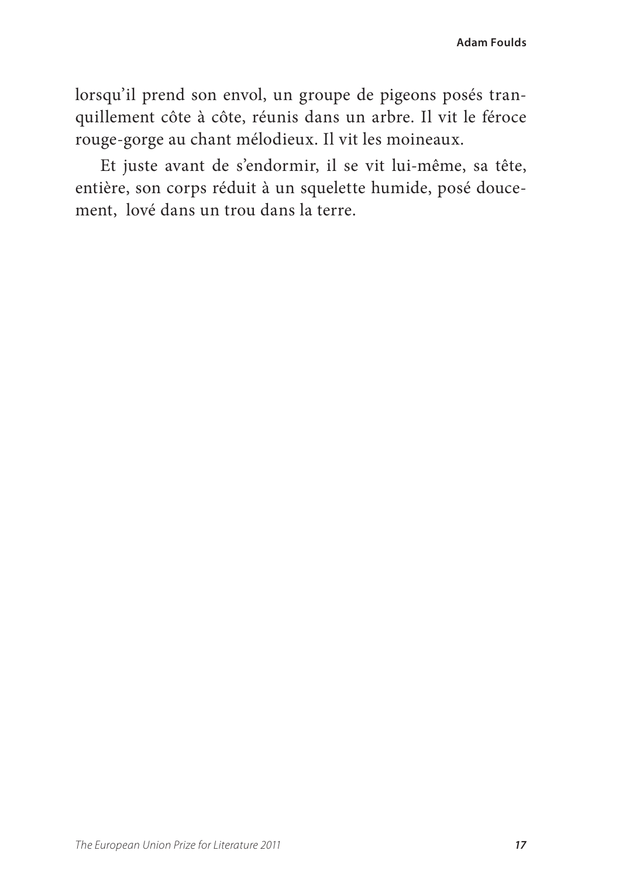lorsqu'il prend son envol, un groupe de pigeons posés tranquillement côte à côte, réunis dans un arbre. Il vit le féroce rouge-gorge au chant mélodieux. Il vit les moineaux.

Et juste avant de s'endormir, il se vit lui-même, sa tête, entière, son corps réduit à un squelette humide, posé doucement, lové dans un trou dans la terre.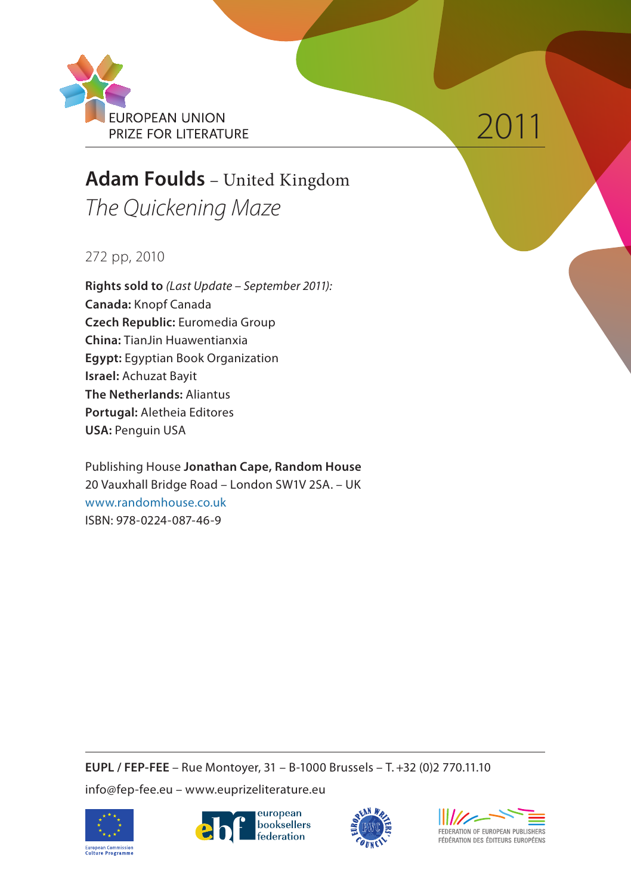EUROPEAN UNION
PRIZE FOR LITERATURE

2011

## **Adam Foulds** – United Kingdom

*The Quickening Maze*

272 pp, 2010

**Rights sold to** *(Last Update – September 2011):*
**Canada:** Knopf Canada
**Czech Republic:** Euromedia Group
**China:** TianJin Huawentianxia
**Egypt:** Egyptian Book Organization
**Israel:** Achuzat Bayit
**The Netherlands:** Aliantus
**Portugal:** Aletheia Editores
**USA:** Penguin USA

Publishing House **Jonathan Cape, Random House**
20 Vauxhall Bridge Road – London SW1V 2SA. – UK
www.randomhouse.co.uk
ISBN: 978-0224-087-46-9

**EUPL / FEP-FEE** – Rue Montoyer, 31 – B-1000 Brussels – T. +32 (0)2 770.11.10
info@fep-fee.eu – www.euprizeliterature.eu

European Commission Culture Programme

european booksellers federation

European Writers' Council EWC

FEDERATION OF EUROPEAN PUBLISHERS
FÉDÉRATION DES ÉDITEURS EUROPÉENS